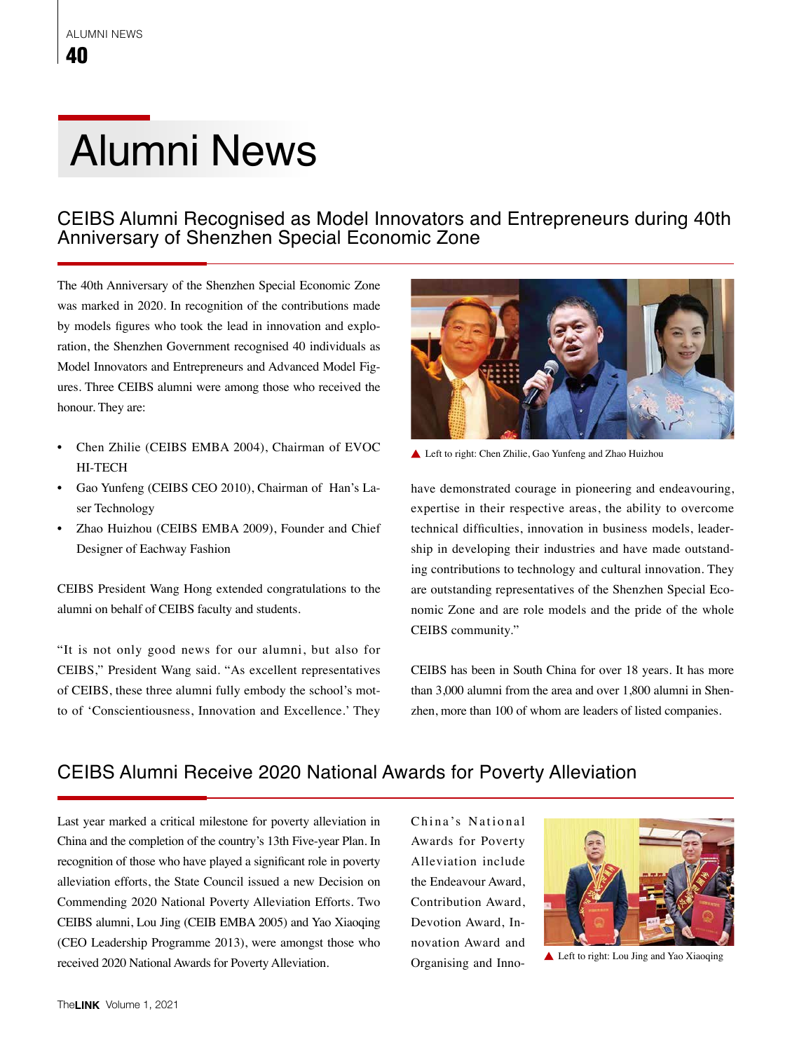# Alumni News

## CEIBS Alumni Recognised as Model Innovators and Entrepreneurs during 40th Anniversary of Shenzhen Special Economic Zone

The 40th Anniversary of the Shenzhen Special Economic Zone was marked in 2020. In recognition of the contributions made by models figures who took the lead in innovation and exploration, the Shenzhen Government recognised 40 individuals as Model Innovators and Entrepreneurs and Advanced Model Figures. Three CEIBS alumni were among those who received the honour. They are:

- Chen Zhilie (CEIBS EMBA 2004), Chairman of EVOC HI-TECH
- Gao Yunfeng (CEIBS CEO 2010), Chairman of Han's Laser Technology
- Zhao Huizhou (CEIBS EMBA 2009), Founder and Chief Designer of Eachway Fashion

CEIBS President Wang Hong extended congratulations to the alumni on behalf of CEIBS faculty and students.

"It is not only good news for our alumni, but also for CEIBS," President Wang said. "As excellent representatives of CEIBS, these three alumni fully embody the school's motto of 'Conscientiousness, Innovation and Excellence.' They have demonstrated courage in pioneering and endeavouring, expertise in their respective areas, the ability to overcome technical difficulties, innovation in business models, leadership in developing their industries and have made outstanding contributions to technology and cultural innovation. They are outstanding representatives of the Shenzhen Special Economic Zone and are role models and the pride of the whole CEIBS community."

▲ Left to right: Chen Zhilie, Gao Yunfeng and Zhao Huizhou

CEIBS has been in South China for over 18 years. It has more than 3,000 alumni from the area and over 1,800 alumni in Shenzhen, more than 100 of whom are leaders of listed companies.

## CEIBS Alumni Receive 2020 National Awards for Poverty Alleviation

Last year marked a critical milestone for poverty alleviation in China and the completion of the country's 13th Five-year Plan. In recognition of those who have played a significant role in poverty alleviation efforts, the State Council issued a new Decision on Commending 2020 National Poverty Alleviation Efforts. Two CEIBS alumni, Lou Jing (CEIB EMBA 2005) and Yao Xiaoqing (CEO Leadership Programme 2013), were amongst those who received 2020 National Awards for Poverty Alleviation.

China's National Awards for Poverty Alleviation include the Endeavour Award, Contribution Award, Devotion Award, Innovation Award and Organising and Inno-

▲ Left to right: Lou Jing and Yao Xiaoqing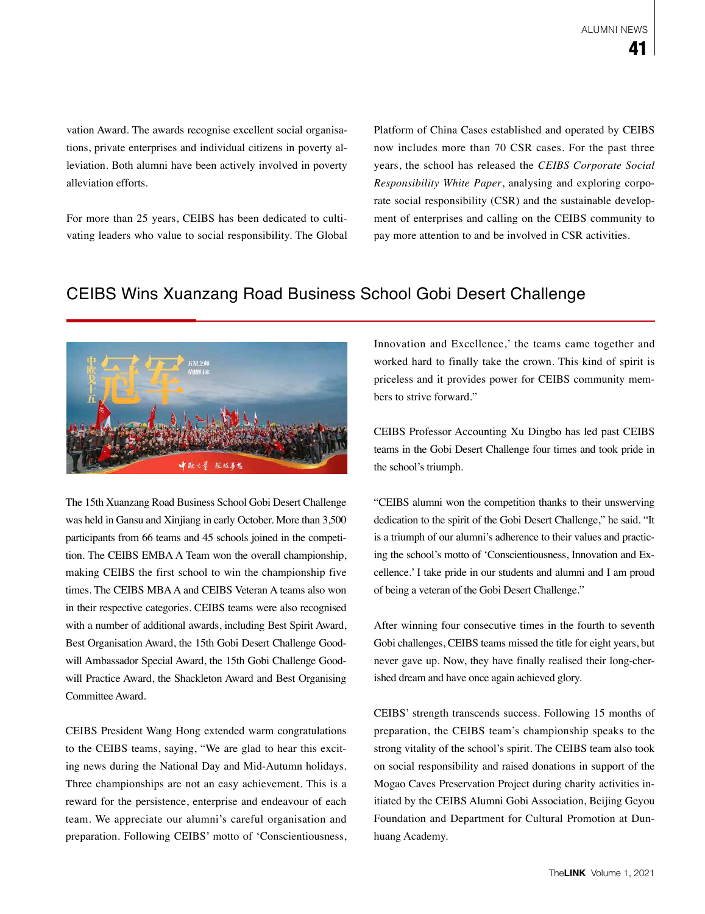vation Award. The awards recognise excellent social organisations, private enterprises and individual citizens in poverty alleviation. Both alumni have been actively involved in poverty alleviation efforts.

For more than 25 years, CEIBS has been dedicated to cultivating leaders who value to social responsibility. The Global Platform of China Cases established and operated by CEIBS now includes more than 70 CSR cases. For the past three years, the school has released the *CEIBS Corporate Social Responsibility White Paper*, analysing and exploring corporate social responsibility (CSR) and the sustainable development of enterprises and calling on the CEIBS community to pay more attention to and be involved in CSR activities.

## CEIBS Wins Xuanzang Road Business School Gobi Desert Challenge

The 15th Xuanzang Road Business School Gobi Desert Challenge was held in Gansu and Xinjiang in early October. More than 3,500 participants from 66 teams and 45 schools joined in the competition. The CEIBS EMBA A Team won the overall championship, making CEIBS the first school to win the championship five times. The CEIBS MBA A and CEIBS Veteran A teams also won in their respective categories. CEIBS teams were also recognised with a number of additional awards, including Best Spirit Award, Best Organisation Award, the 15th Gobi Desert Challenge Goodwill Ambassador Special Award, the 15th Gobi Challenge Goodwill Practice Award, the Shackleton Award and Best Organising Committee Award.

CEIBS President Wang Hong extended warm congratulations to the CEIBS teams, saying, "We are glad to hear this exciting news during the National Day and Mid-Autumn holidays. Three championships are not an easy achievement. This is a reward for the persistence, enterprise and endeavour of each team. We appreciate our alumni's careful organisation and preparation. Following CEIBS' motto of 'Conscientiousness, Innovation and Excellence,' the teams came together and worked hard to finally take the crown. This kind of spirit is priceless and it provides power for CEIBS community members to strive forward."

CEIBS Professor Accounting Xu Dingbo has led past CEIBS teams in the Gobi Desert Challenge four times and took pride in the school's triumph.

"CEIBS alumni won the competition thanks to their unswerving dedication to the spirit of the Gobi Desert Challenge," he said. "It is a triumph of our alumni's adherence to their values and practicing the school's motto of 'Conscientiousness, Innovation and Excellence.' I take pride in our students and alumni and I am proud of being a veteran of the Gobi Desert Challenge."

After winning four consecutive times in the fourth to seventh Gobi challenges, CEIBS teams missed the title for eight years, but never gave up. Now, they have finally realised their long-cherished dream and have once again achieved glory.

CEIBS' strength transcends success. Following 15 months of preparation, the CEIBS team's championship speaks to the strong vitality of the school's spirit. The CEIBS team also took on social responsibility and raised donations in support of the Mogao Caves Preservation Project during charity activities initiated by the CEIBS Alumni Gobi Association, Beijing Geyou Foundation and Department for Cultural Promotion at Dunhuang Academy.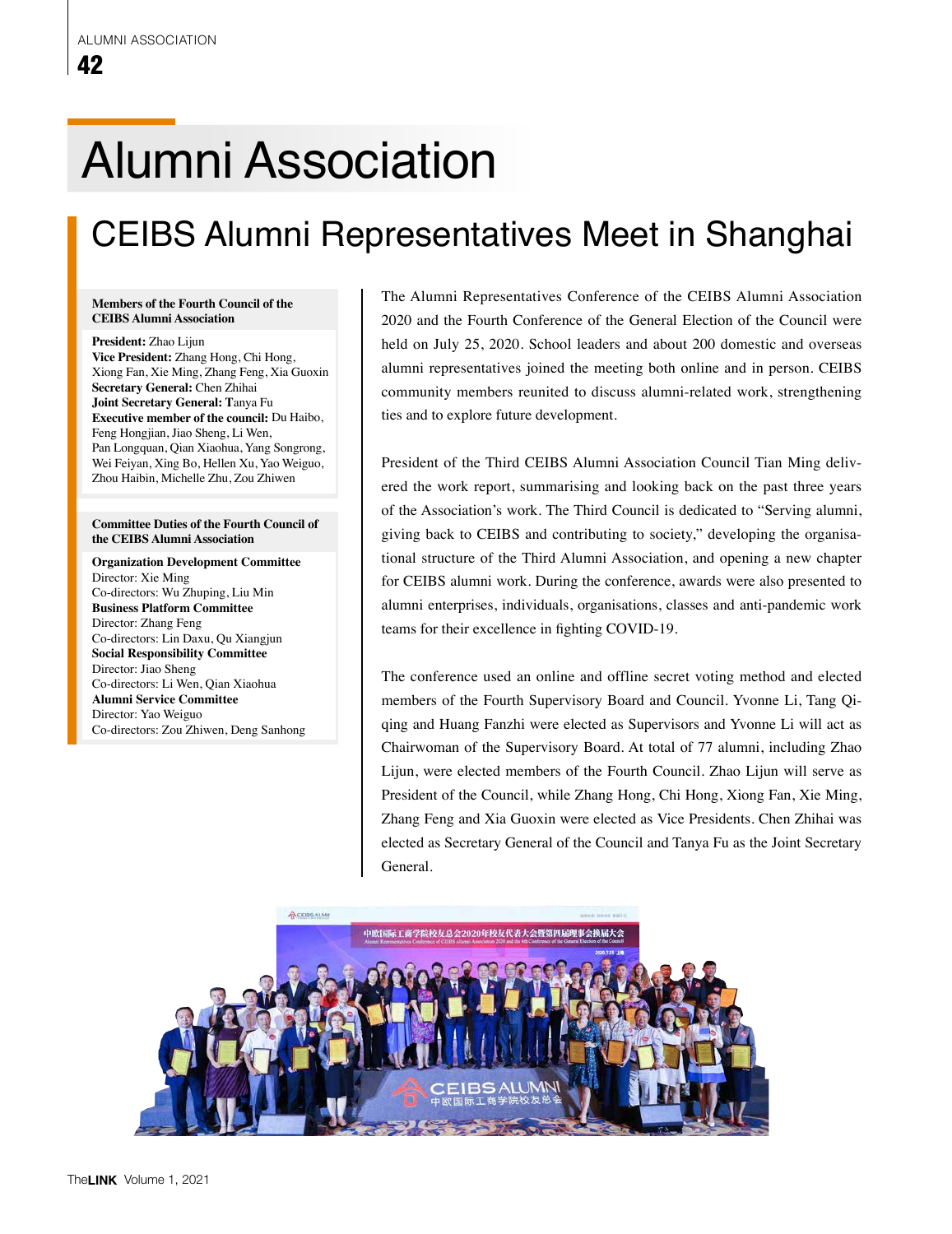# Alumni Association

## CEIBS Alumni Representatives Meet in Shanghai

**Members of the Fourth Council of the CEIBS Alumni Association**

**President:** Zhao Lijun
**Vice President:** Zhang Hong, Chi Hong, Xiong Fan, Xie Ming, Zhang Feng, Xia Guoxin
**Secretary General:** Chen Zhihai
**Joint Secretary General:** Tanya Fu
**Executive member of the council:** Du Haibo, Feng Hongjian, Jiao Sheng, Li Wen, Pan Longquan, Qian Xiaohua, Yang Songrong, Wei Feiyan, Xing Bo, Hellen Xu, Yao Weiguo, Zhou Haibin, Michelle Zhu, Zou Zhiwen

**Committee Duties of the Fourth Council of the CEIBS Alumni Association**

**Organization Development Committee**
Director: Xie Ming
Co-directors: Wu Zhuping, Liu Min
**Business Platform Committee**
Director: Zhang Feng
Co-directors: Lin Daxu, Qu Xiangjun
**Social Responsibility Committee**
Director: Jiao Sheng
Co-directors: Li Wen, Qian Xiaohua
**Alumni Service Committee**
Director: Yao Weiguo
Co-directors: Zou Zhiwen, Deng Sanhong

The Alumni Representatives Conference of the CEIBS Alumni Association 2020 and the Fourth Conference of the General Election of the Council were held on July 25, 2020. School leaders and about 200 domestic and overseas alumni representatives joined the meeting both online and in person. CEIBS community members reunited to discuss alumni-related work, strengthening ties and to explore future development.

President of the Third CEIBS Alumni Association Council Tian Ming delivered the work report, summarising and looking back on the past three years of the Association's work. The Third Council is dedicated to "Serving alumni, giving back to CEIBS and contributing to society," developing the organisational structure of the Third Alumni Association, and opening a new chapter for CEIBS alumni work. During the conference, awards were also presented to alumni enterprises, individuals, organisations, classes and anti-pandemic work teams for their excellence in fighting COVID-19.

The conference used an online and offline secret voting method and elected members of the Fourth Supervisory Board and Council. Yvonne Li, Tang Qiqing and Huang Fanzhi were elected as Supervisors and Yvonne Li will act as Chairwoman of the Supervisory Board. At total of 77 alumni, including Zhao Lijun, were elected members of the Fourth Council. Zhao Lijun will serve as President of the Council, while Zhang Hong, Chi Hong, Xiong Fan, Xie Ming, Zhang Feng and Xia Guoxin were elected as Vice Presidents. Chen Zhihai was elected as Secretary General of the Council and Tanya Fu as the Joint Secretary General.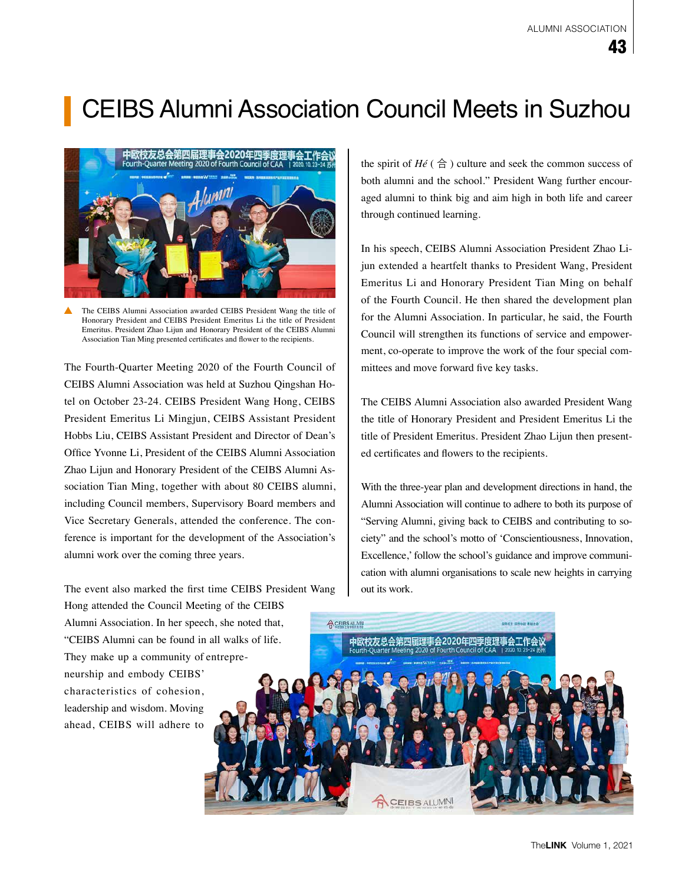# CEIBS Alumni Association Council Meets in Suzhou

The CEIBS Alumni Association awarded CEIBS President Wang the title of Honorary President and CEIBS President Emeritus Li the title of President Emeritus. President Zhao Lijun and Honorary President of the CEIBS Alumni Association Tian Ming presented certificates and flower to the recipients.

The Fourth-Quarter Meeting 2020 of the Fourth Council of CEIBS Alumni Association was held at Suzhou Qingshan Hotel on October 23-24. CEIBS President Wang Hong, CEIBS President Emeritus Li Mingjun, CEIBS Assistant President Hobbs Liu, CEIBS Assistant President and Director of Dean's Office Yvonne Li, President of the CEIBS Alumni Association Zhao Lijun and Honorary President of the CEIBS Alumni Association Tian Ming, together with about 80 CEIBS alumni, including Council members, Supervisory Board members and Vice Secretary Generals, attended the conference. The conference is important for the development of the Association's alumni work over the coming three years.

The event also marked the first time CEIBS President Wang Hong attended the Council Meeting of the CEIBS Alumni Association. In her speech, she noted that, "CEIBS Alumni can be found in all walks of life. They make up a community of entrepreneurship and embody CEIBS' characteristics of cohesion, leadership and wisdom. Moving ahead, CEIBS will adhere to the spirit of *Hé* ( 合 ) culture and seek the common success of both alumni and the school." President Wang further encouraged alumni to think big and aim high in both life and career through continued learning.

In his speech, CEIBS Alumni Association President Zhao Lijun extended a heartfelt thanks to President Wang, President Emeritus Li and Honorary President Tian Ming on behalf of the Fourth Council. He then shared the development plan for the Alumni Association. In particular, he said, the Fourth Council will strengthen its functions of service and empowerment, co-operate to improve the work of the four special committees and move forward five key tasks.

The CEIBS Alumni Association also awarded President Wang the title of Honorary President and President Emeritus Li the title of President Emeritus. President Zhao Lijun then presented certificates and flowers to the recipients.

With the three-year plan and development directions in hand, the Alumni Association will continue to adhere to both its purpose of "Serving Alumni, giving back to CEIBS and contributing to society" and the school's motto of 'Conscientiousness, Innovation, Excellence,' follow the school's guidance and improve communication with alumni organisations to scale new heights in carrying out its work.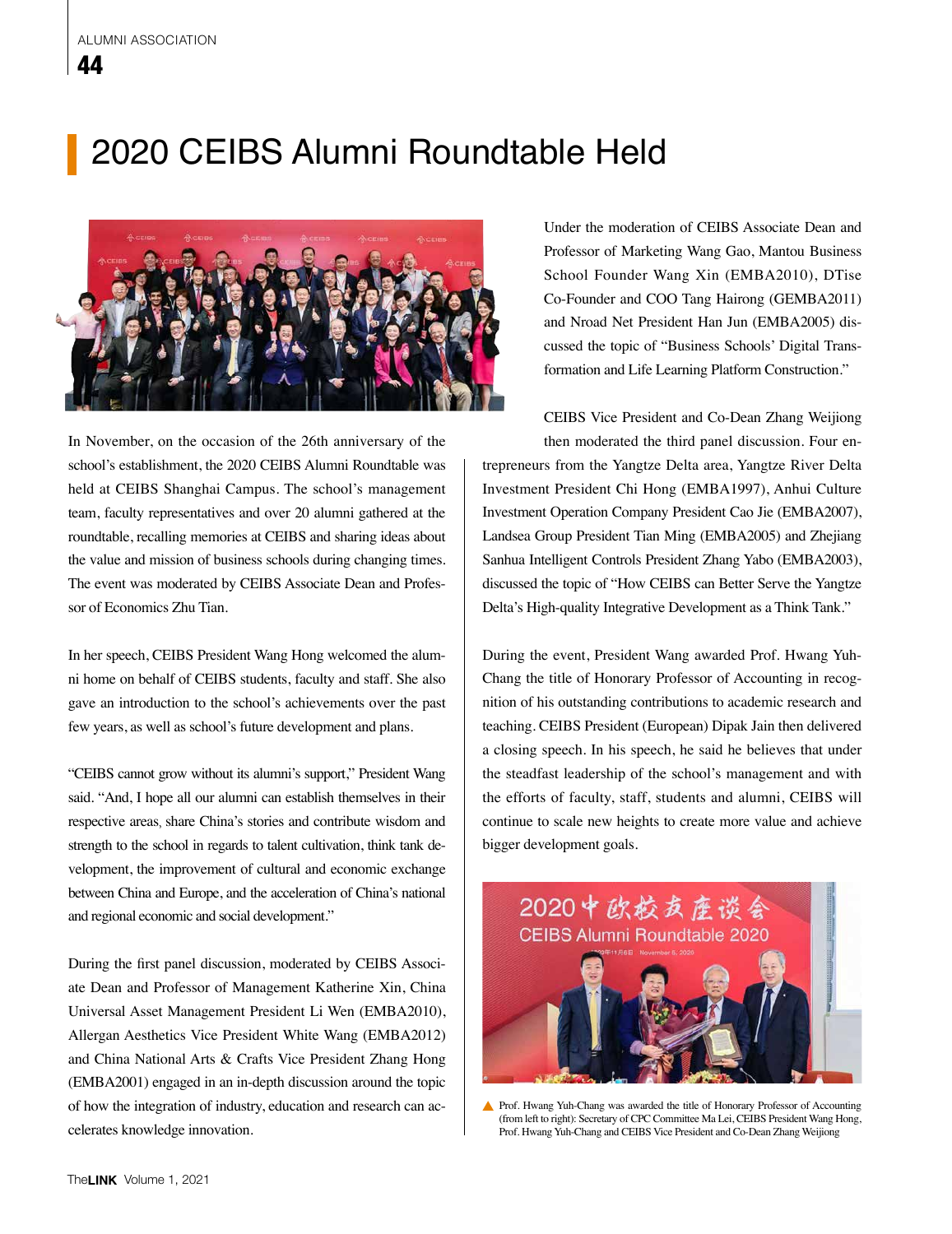# 2020 CEIBS Alumni Roundtable Held

In November, on the occasion of the 26th anniversary of the school's establishment, the 2020 CEIBS Alumni Roundtable was held at CEIBS Shanghai Campus. The school's management team, faculty representatives and over 20 alumni gathered at the roundtable, recalling memories at CEIBS and sharing ideas about the value and mission of business schools during changing times. The event was moderated by CEIBS Associate Dean and Professor of Economics Zhu Tian.

In her speech, CEIBS President Wang Hong welcomed the alumni home on behalf of CEIBS students, faculty and staff. She also gave an introduction to the school's achievements over the past few years, as well as school's future development and plans.

"CEIBS cannot grow without its alumni's support," President Wang said. "And, I hope all our alumni can establish themselves in their respective areas, share China's stories and contribute wisdom and strength to the school in regards to talent cultivation, think tank development, the improvement of cultural and economic exchange between China and Europe, and the acceleration of China's national and regional economic and social development."

During the first panel discussion, moderated by CEIBS Associate Dean and Professor of Management Katherine Xin, China Universal Asset Management President Li Wen (EMBA2010), Allergan Aesthetics Vice President White Wang (EMBA2012) and China National Arts & Crafts Vice President Zhang Hong (EMBA2001) engaged in an in-depth discussion around the topic of how the integration of industry, education and research can accelerates knowledge innovation.

Under the moderation of CEIBS Associate Dean and Professor of Marketing Wang Gao, Mantou Business School Founder Wang Xin (EMBA2010), DTise Co-Founder and COO Tang Hairong (GEMBA2011) and Nroad Net President Han Jun (EMBA2005) discussed the topic of "Business Schools' Digital Transformation and Life Learning Platform Construction."

CEIBS Vice President and Co-Dean Zhang Weijiong then moderated the third panel discussion. Four entrepreneurs from the Yangtze Delta area, Yangtze River Delta Investment President Chi Hong (EMBA1997), Anhui Culture Investment Operation Company President Cao Jie (EMBA2007), Landsea Group President Tian Ming (EMBA2005) and Zhejiang Sanhua Intelligent Controls President Zhang Yabo (EMBA2003), discussed the topic of "How CEIBS can Better Serve the Yangtze Delta's High-quality Integrative Development as a Think Tank."

During the event, President Wang awarded Prof. Hwang Yuh-Chang the title of Honorary Professor of Accounting in recognition of his outstanding contributions to academic research and teaching. CEIBS President (European) Dipak Jain then delivered a closing speech. In his speech, he said he believes that under the steadfast leadership of the school's management and with the efforts of faculty, staff, students and alumni, CEIBS will continue to scale new heights to create more value and achieve bigger development goals.

Prof. Hwang Yuh-Chang was awarded the title of Honorary Professor of Accounting (from left to right): Secretary of CPC Committee Ma Lei, CEIBS President Wang Hong, Prof. Hwang Yuh-Chang and CEIBS Vice President and Co-Dean Zhang Weijiong